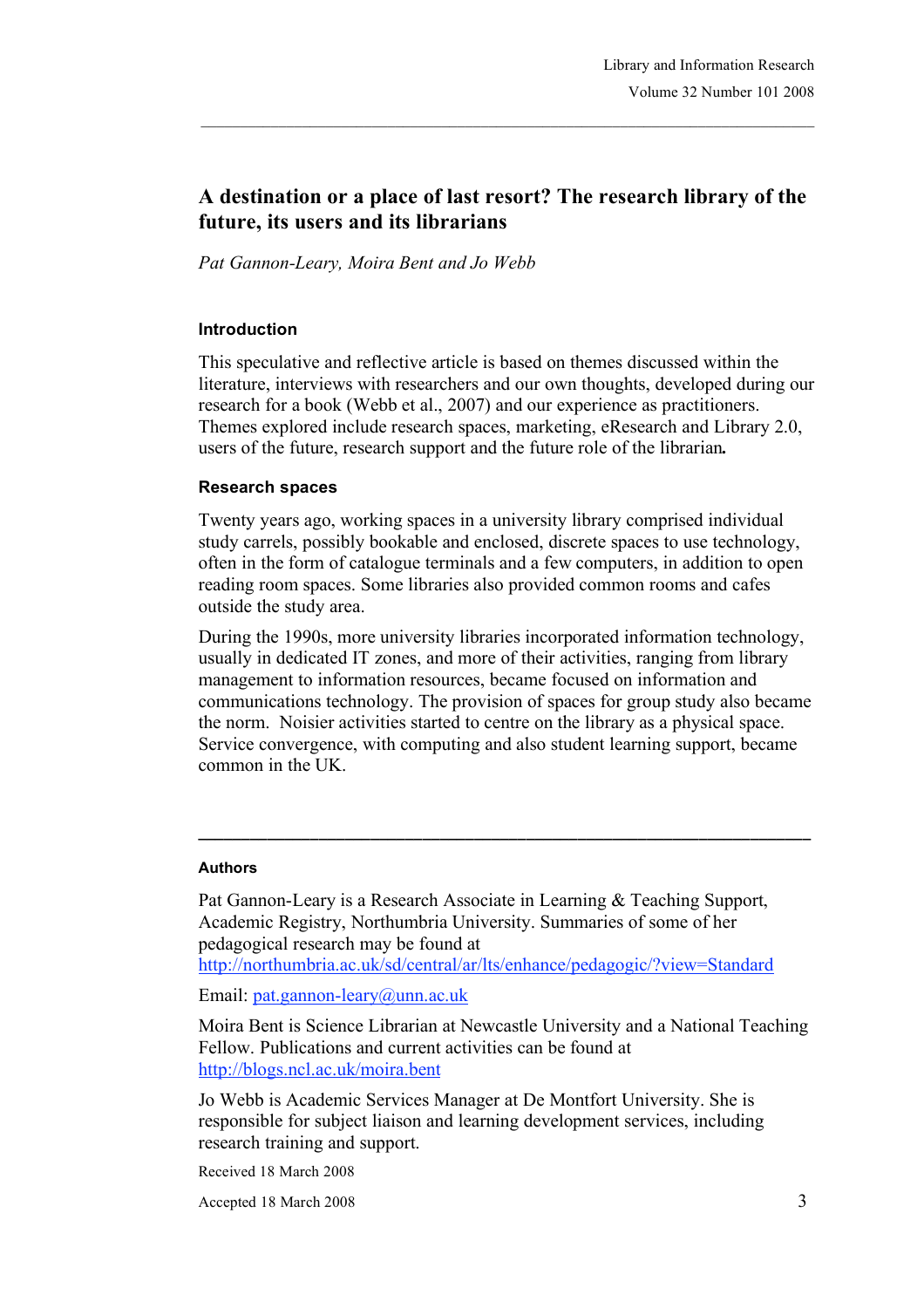# A destination or a place of last resort? The research library of the future, its users and its librarians

*Pat Gannon-Leary, Moira Bent and Jo Webb*

## Introduction

This speculative and reflective article is based on themes discussed within the literature, interviews with researchers and our own thoughts, developed during our research for a book (Webb et al., 2007) and our experience as practitioners. Themes explored include research spaces, marketing, eResearch and Library 2.0, users of the future, research support and the future role of the librarian**.**

## Research spaces

Twenty years ago, working spaces in a university library comprised individual study carrels, possibly bookable and enclosed, discrete spaces to use technology, often in the form of catalogue terminals and a few computers, in addition to open reading room spaces. Some libraries also provided common rooms and cafes outside the study area.

During the 1990s, more university libraries incorporated information technology, usually in dedicated IT zones, and more of their activities, ranging from library management to information resources, became focused on information and communications technology. The provision of spaces for group study also became the norm. Noisier activities started to centre on the library as a physical space. Service convergence, with computing and also student learning support, became common in the UK.

---

### Authors

Pat Gannon-Leary is a Research Associate in Learning & Teaching Support, Academic Registry, Northumbria University. Summaries of some of her pedagogical research may be found at http://northumbria.ac.uk/sd/central/ar/lts/enhance/pedagogic/?view=Standard

Email: pat.gannon-leary@unn.ac.uk

Moira Bent is Science Librarian at Newcastle University and a National Teaching Fellow. Publications and current activities can be found at http://blogs.ncl.ac.uk/moira.bent

Jo Webb is Academic Services Manager at De Montfort University. She is responsible for subject liaison and learning development services, including research training and support.

Received 18 March 2008

Accepted 18 March 2008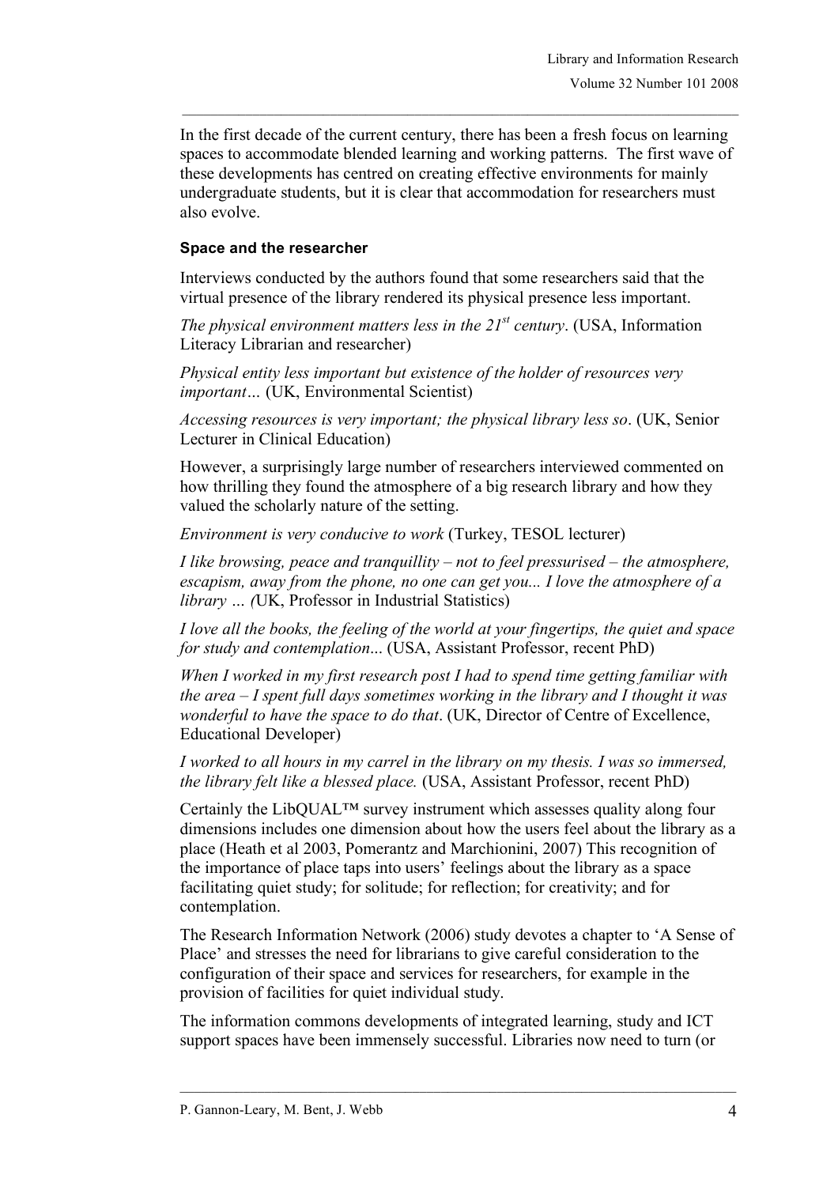In the first decade of the current century, there has been a fresh focus on learning spaces to accommodate blended learning and working patterns. The first wave of these developments has centred on creating effective environments for mainly undergraduate students, but it is clear that accommodation for researchers must also evolve.

### Space and the researcher

Interviews conducted by the authors found that some researchers said that the virtual presence of the library rendered its physical presence less important.

*The physical environment matters less in the 21st century*. (USA, Information Literacy Librarian and researcher)

*Physical entity less important but existence of the holder of resources very important…* (UK, Environmental Scientist)

*Accessing resources is very important; the physical library less so*. (UK, Senior Lecturer in Clinical Education)

However, a surprisingly large number of researchers interviewed commented on how thrilling they found the atmosphere of a big research library and how they valued the scholarly nature of the setting.

*Environment is very conducive to work* (Turkey, TESOL lecturer)

*I like browsing, peace and tranquillity – not to feel pressurised – the atmosphere, escapism, away from the phone, no one can get you... I love the atmosphere of a library … (*UK, Professor in Industrial Statistics)

*I love all the books, the feeling of the world at your fingertips, the quiet and space for study and contemplation*... (USA, Assistant Professor, recent PhD)

*When I worked in my first research post I had to spend time getting familiar with the area – I spent full days sometimes working in the library and I thought it was wonderful to have the space to do that*. (UK, Director of Centre of Excellence, Educational Developer)

*I worked to all hours in my carrel in the library on my thesis. I was so immersed, the library felt like a blessed place.* (USA, Assistant Professor, recent PhD)

Certainly the LibQUAL™ survey instrument which assesses quality along four dimensions includes one dimension about how the users feel about the library as a place (Heath et al 2003, Pomerantz and Marchionini, 2007) This recognition of the importance of place taps into users' feelings about the library as a space facilitating quiet study; for solitude; for reflection; for creativity; and for contemplation.

The Research Information Network (2006) study devotes a chapter to 'A Sense of Place' and stresses the need for librarians to give careful consideration to the configuration of their space and services for researchers, for example in the provision of facilities for quiet individual study.

The information commons developments of integrated learning, study and ICT support spaces have been immensely successful. Libraries now need to turn (or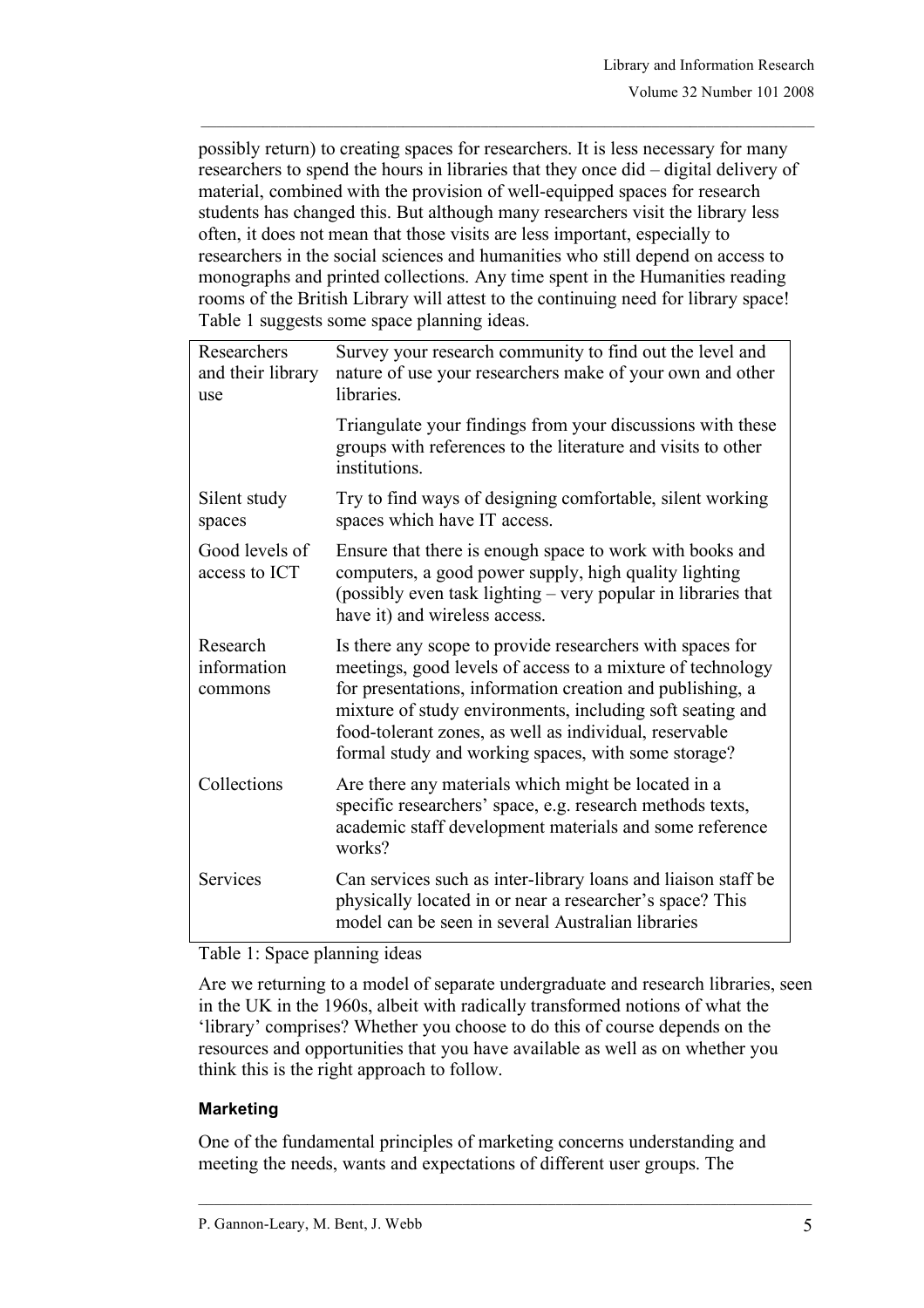possibly return) to creating spaces for researchers. It is less necessary for many researchers to spend the hours in libraries that they once did – digital delivery of material, combined with the provision of well-equipped spaces for research students has changed this. But although many researchers visit the library less often, it does not mean that those visits are less important, especially to researchers in the social sciences and humanities who still depend on access to monographs and printed collections. Any time spent in the Humanities reading rooms of the British Library will attest to the continuing need for library space! Table 1 suggests some space planning ideas.

| | |
|---|---|
| Researchers and their library use | Survey your research community to find out the level and nature of use your researchers make of your own and other libraries. |
| | Triangulate your findings from your discussions with these groups with references to the literature and visits to other institutions. |
| Silent study spaces | Try to find ways of designing comfortable, silent working spaces which have IT access. |
| Good levels of access to ICT | Ensure that there is enough space to work with books and computers, a good power supply, high quality lighting (possibly even task lighting – very popular in libraries that have it) and wireless access. |
| Research information commons | Is there any scope to provide researchers with spaces for meetings, good levels of access to a mixture of technology for presentations, information creation and publishing, a mixture of study environments, including soft seating and food-tolerant zones, as well as individual, reservable formal study and working spaces, with some storage? |
| Collections | Are there any materials which might be located in a specific researchers' space, e.g. research methods texts, academic staff development materials and some reference works? |
| Services | Can services such as inter-library loans and liaison staff be physically located in or near a researcher's space? This model can be seen in several Australian libraries |

Table 1: Space planning ideas

Are we returning to a model of separate undergraduate and research libraries, seen in the UK in the 1960s, albeit with radically transformed notions of what the 'library' comprises? Whether you choose to do this of course depends on the resources and opportunities that you have available as well as on whether you think this is the right approach to follow.

#### Marketing

One of the fundamental principles of marketing concerns understanding and meeting the needs, wants and expectations of different user groups. The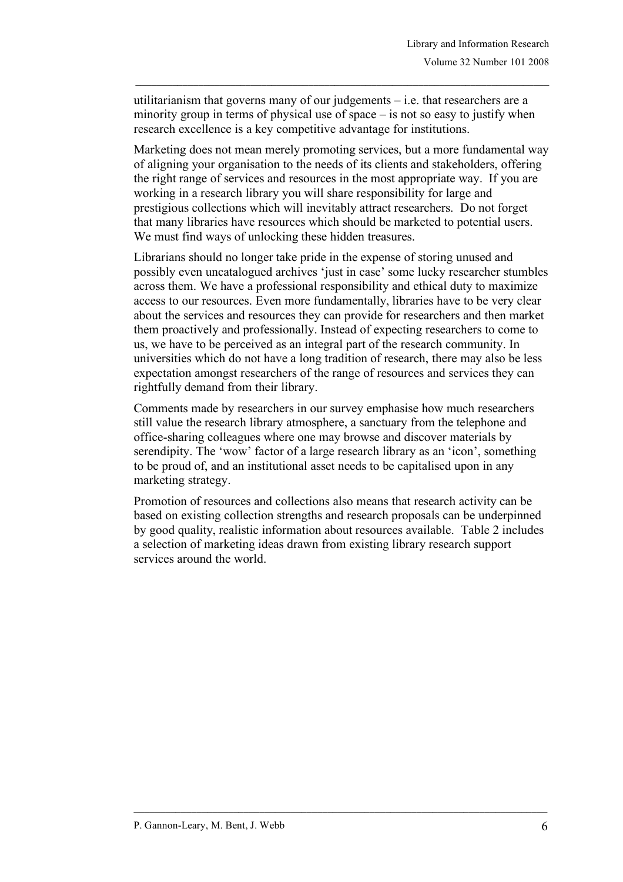utilitarianism that governs many of our judgements – i.e. that researchers are a minority group in terms of physical use of space – is not so easy to justify when research excellence is a key competitive advantage for institutions.

Marketing does not mean merely promoting services, but a more fundamental way of aligning your organisation to the needs of its clients and stakeholders, offering the right range of services and resources in the most appropriate way. If you are working in a research library you will share responsibility for large and prestigious collections which will inevitably attract researchers. Do not forget that many libraries have resources which should be marketed to potential users. We must find ways of unlocking these hidden treasures.

Librarians should no longer take pride in the expense of storing unused and possibly even uncatalogued archives 'just in case' some lucky researcher stumbles across them. We have a professional responsibility and ethical duty to maximize access to our resources. Even more fundamentally, libraries have to be very clear about the services and resources they can provide for researchers and then market them proactively and professionally. Instead of expecting researchers to come to us, we have to be perceived as an integral part of the research community. In universities which do not have a long tradition of research, there may also be less expectation amongst researchers of the range of resources and services they can rightfully demand from their library.

Comments made by researchers in our survey emphasise how much researchers still value the research library atmosphere, a sanctuary from the telephone and office-sharing colleagues where one may browse and discover materials by serendipity. The 'wow' factor of a large research library as an 'icon', something to be proud of, and an institutional asset needs to be capitalised upon in any marketing strategy.

Promotion of resources and collections also means that research activity can be based on existing collection strengths and research proposals can be underpinned by good quality, realistic information about resources available. Table 2 includes a selection of marketing ideas drawn from existing library research support services around the world.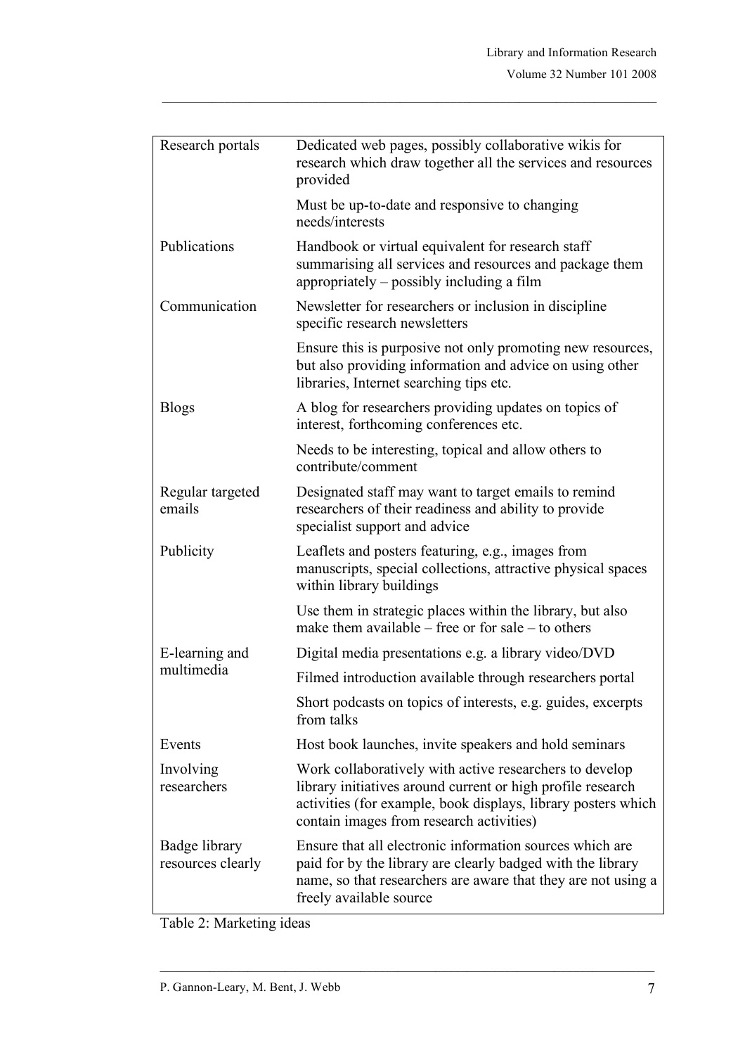| | |
|---|---|
| Research portals | Dedicated web pages, possibly collaborative wikis for research which draw together all the services and resources provided |
| | Must be up-to-date and responsive to changing needs/interests |
| Publications | Handbook or virtual equivalent for research staff summarising all services and resources and package them appropriately – possibly including a film |
| Communication | Newsletter for researchers or inclusion in discipline specific research newsletters |
| | Ensure this is purposive not only promoting new resources, but also providing information and advice on using other libraries, Internet searching tips etc. |
| Blogs | A blog for researchers providing updates on topics of interest, forthcoming conferences etc. |
| | Needs to be interesting, topical and allow others to contribute/comment |
| Regular targeted emails | Designated staff may want to target emails to remind researchers of their readiness and ability to provide specialist support and advice |
| Publicity | Leaflets and posters featuring, e.g., images from manuscripts, special collections, attractive physical spaces within library buildings |
| | Use them in strategic places within the library, but also make them available – free or for sale – to others |
| E-learning and multimedia | Digital media presentations e.g. a library video/DVD |
| | Filmed introduction available through researchers portal |
| | Short podcasts on topics of interests, e.g. guides, excerpts from talks |
| Events | Host book launches, invite speakers and hold seminars |
| Involving researchers | Work collaboratively with active researchers to develop library initiatives around current or high profile research activities (for example, book displays, library posters which contain images from research activities) |
| Badge library resources clearly | Ensure that all electronic information sources which are paid for by the library are clearly badged with the library name, so that researchers are aware that they are not using a freely available source |

Table 2: Marketing ideas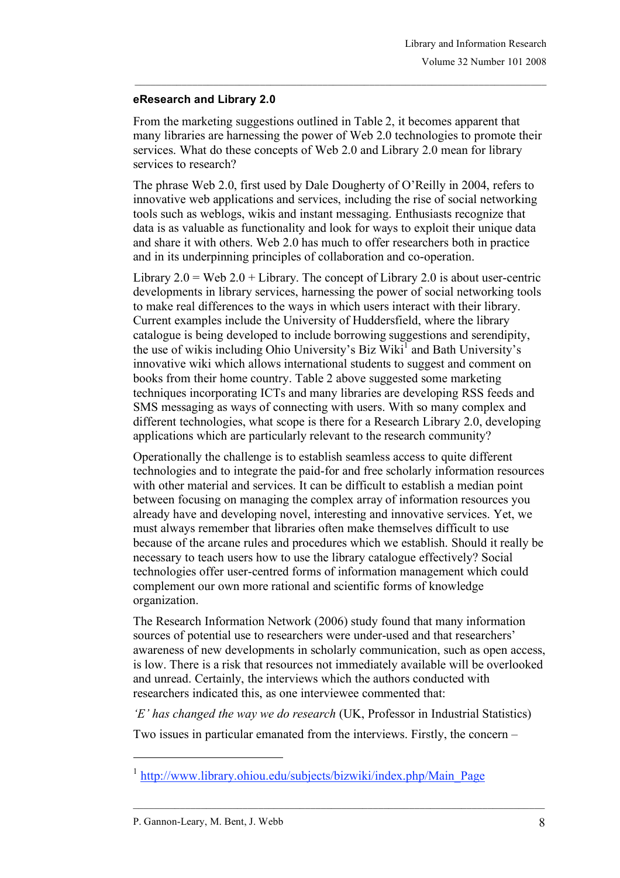**eResearch and Library 2.0**

From the marketing suggestions outlined in Table 2, it becomes apparent that many libraries are harnessing the power of Web 2.0 technologies to promote their services. What do these concepts of Web 2.0 and Library 2.0 mean for library services to research?

The phrase Web 2.0, first used by Dale Dougherty of O'Reilly in 2004, refers to innovative web applications and services, including the rise of social networking tools such as weblogs, wikis and instant messaging. Enthusiasts recognize that data is as valuable as functionality and look for ways to exploit their unique data and share it with others. Web 2.0 has much to offer researchers both in practice and in its underpinning principles of collaboration and co-operation.

Library 2.0 = Web 2.0 + Library. The concept of Library 2.0 is about user-centric developments in library services, harnessing the power of social networking tools to make real differences to the ways in which users interact with their library. Current examples include the University of Huddersfield, where the library catalogue is being developed to include borrowing suggestions and serendipity, the use of wikis including Ohio University's Biz Wiki[1] and Bath University's innovative wiki which allows international students to suggest and comment on books from their home country. Table 2 above suggested some marketing techniques incorporating ICTs and many libraries are developing RSS feeds and SMS messaging as ways of connecting with users. With so many complex and different technologies, what scope is there for a Research Library 2.0, developing applications which are particularly relevant to the research community?

Operationally the challenge is to establish seamless access to quite different technologies and to integrate the paid-for and free scholarly information resources with other material and services. It can be difficult to establish a median point between focusing on managing the complex array of information resources you already have and developing novel, interesting and innovative services. Yet, we must always remember that libraries often make themselves difficult to use because of the arcane rules and procedures which we establish. Should it really be necessary to teach users how to use the library catalogue effectively? Social technologies offer user-centred forms of information management which could complement our own more rational and scientific forms of knowledge organization.

The Research Information Network (2006) study found that many information sources of potential use to researchers were under-used and that researchers' awareness of new developments in scholarly communication, such as open access, is low. There is a risk that resources not immediately available will be overlooked and unread. Certainly, the interviews which the authors conducted with researchers indicated this, as one interviewee commented that:

*'E' has changed the way we do research* (UK, Professor in Industrial Statistics)

Two issues in particular emanated from the interviews. Firstly, the concern –

---

[1] http://www.library.ohiou.edu/subjects/bizwiki/index.php/Main_Page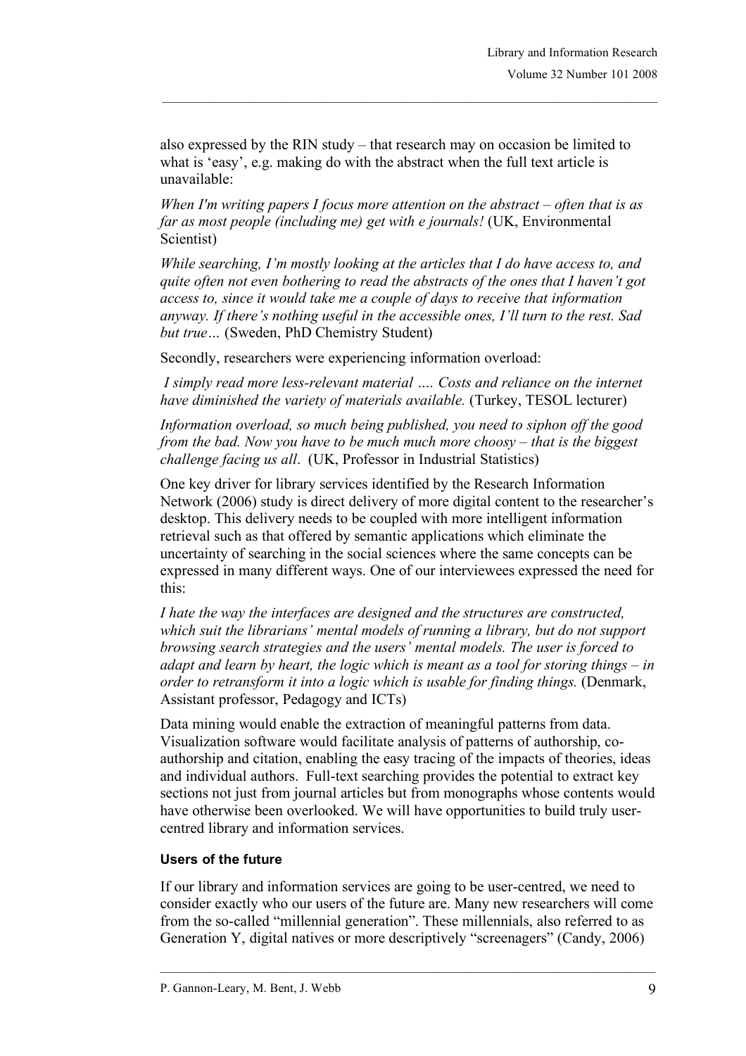also expressed by the RIN study – that research may on occasion be limited to what is 'easy', e.g. making do with the abstract when the full text article is unavailable:

*When I'm writing papers I focus more attention on the abstract – often that is as far as most people (including me) get with e journals!* (UK, Environmental Scientist)

*While searching, I'm mostly looking at the articles that I do have access to, and quite often not even bothering to read the abstracts of the ones that I haven't got access to, since it would take me a couple of days to receive that information anyway. If there's nothing useful in the accessible ones, I'll turn to the rest. Sad but true…* (Sweden, PhD Chemistry Student)

Secondly, researchers were experiencing information overload:

*I simply read more less-relevant material …. Costs and reliance on the internet have diminished the variety of materials available.* (Turkey, TESOL lecturer)

*Information overload, so much being published, you need to siphon off the good from the bad. Now you have to be much much more choosy – that is the biggest challenge facing us all*. (UK, Professor in Industrial Statistics)

One key driver for library services identified by the Research Information Network (2006) study is direct delivery of more digital content to the researcher's desktop. This delivery needs to be coupled with more intelligent information retrieval such as that offered by semantic applications which eliminate the uncertainty of searching in the social sciences where the same concepts can be expressed in many different ways. One of our interviewees expressed the need for this:

*I hate the way the interfaces are designed and the structures are constructed, which suit the librarians' mental models of running a library, but do not support browsing search strategies and the users' mental models. The user is forced to adapt and learn by heart, the logic which is meant as a tool for storing things – in order to retransform it into a logic which is usable for finding things.* (Denmark, Assistant professor, Pedagogy and ICTs)

Data mining would enable the extraction of meaningful patterns from data. Visualization software would facilitate analysis of patterns of authorship, co-authorship and citation, enabling the easy tracing of the impacts of theories, ideas and individual authors. Full-text searching provides the potential to extract key sections not just from journal articles but from monographs whose contents would have otherwise been overlooked. We will have opportunities to build truly user-centred library and information services.

### Users of the future

If our library and information services are going to be user-centred, we need to consider exactly who our users of the future are. Many new researchers will come from the so-called "millennial generation". These millennials, also referred to as Generation Y, digital natives or more descriptively "screenagers" (Candy, 2006)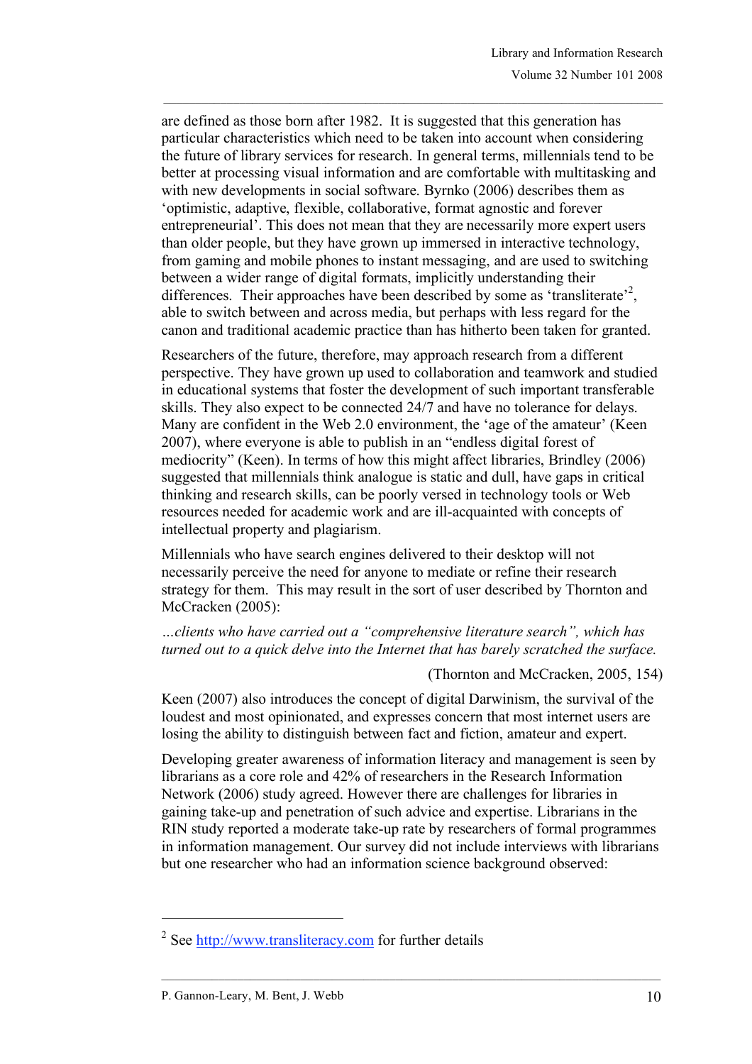are defined as those born after 1982. It is suggested that this generation has particular characteristics which need to be taken into account when considering the future of library services for research. In general terms, millennials tend to be better at processing visual information and are comfortable with multitasking and with new developments in social software. Byrnko (2006) describes them as 'optimistic, adaptive, flexible, collaborative, format agnostic and forever entrepreneurial'. This does not mean that they are necessarily more expert users than older people, but they have grown up immersed in interactive technology, from gaming and mobile phones to instant messaging, and are used to switching between a wider range of digital formats, implicitly understanding their differences. Their approaches have been described by some as 'transliterate'[2], able to switch between and across media, but perhaps with less regard for the canon and traditional academic practice than has hitherto been taken for granted.

Researchers of the future, therefore, may approach research from a different perspective. They have grown up used to collaboration and teamwork and studied in educational systems that foster the development of such important transferable skills. They also expect to be connected 24/7 and have no tolerance for delays. Many are confident in the Web 2.0 environment, the 'age of the amateur' (Keen 2007), where everyone is able to publish in an "endless digital forest of mediocrity" (Keen). In terms of how this might affect libraries, Brindley (2006) suggested that millennials think analogue is static and dull, have gaps in critical thinking and research skills, can be poorly versed in technology tools or Web resources needed for academic work and are ill-acquainted with concepts of intellectual property and plagiarism.

Millennials who have search engines delivered to their desktop will not necessarily perceive the need for anyone to mediate or refine their research strategy for them. This may result in the sort of user described by Thornton and McCracken (2005):

*…clients who have carried out a "comprehensive literature search", which has turned out to a quick delve into the Internet that has barely scratched the surface.*

(Thornton and McCracken, 2005, 154)

Keen (2007) also introduces the concept of digital Darwinism, the survival of the loudest and most opinionated, and expresses concern that most internet users are losing the ability to distinguish between fact and fiction, amateur and expert.

Developing greater awareness of information literacy and management is seen by librarians as a core role and 42% of researchers in the Research Information Network (2006) study agreed. However there are challenges for libraries in gaining take-up and penetration of such advice and expertise. Librarians in the RIN study reported a moderate take-up rate by researchers of formal programmes in information management. Our survey did not include interviews with librarians but one researcher who had an information science background observed:

[2] See http://www.transliteracy.com for further details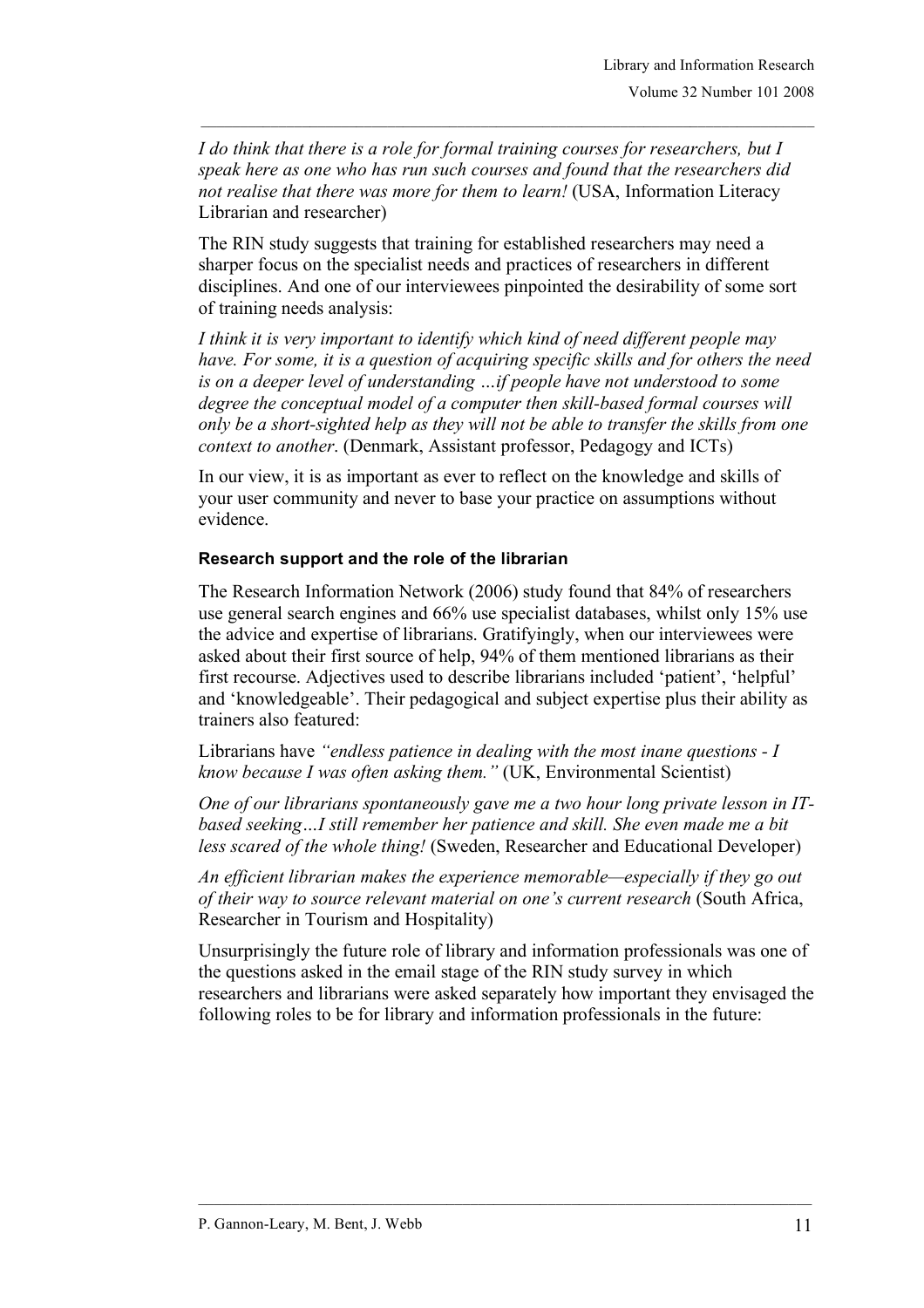*I do think that there is a role for formal training courses for researchers, but I speak here as one who has run such courses and found that the researchers did not realise that there was more for them to learn!* (USA, Information Literacy Librarian and researcher)

The RIN study suggests that training for established researchers may need a sharper focus on the specialist needs and practices of researchers in different disciplines. And one of our interviewees pinpointed the desirability of some sort of training needs analysis:

*I think it is very important to identify which kind of need different people may have. For some, it is a question of acquiring specific skills and for others the need is on a deeper level of understanding …if people have not understood to some degree the conceptual model of a computer then skill-based formal courses will only be a short-sighted help as they will not be able to transfer the skills from one context to another*. (Denmark, Assistant professor, Pedagogy and ICTs)

In our view, it is as important as ever to reflect on the knowledge and skills of your user community and never to base your practice on assumptions without evidence.

#### Research support and the role of the librarian

The Research Information Network (2006) study found that 84% of researchers use general search engines and 66% use specialist databases, whilst only 15% use the advice and expertise of librarians. Gratifyingly, when our interviewees were asked about their first source of help, 94% of them mentioned librarians as their first recourse. Adjectives used to describe librarians included 'patient', 'helpful' and 'knowledgeable'. Their pedagogical and subject expertise plus their ability as trainers also featured:

Librarians have *"endless patience in dealing with the most inane questions - I know because I was often asking them."* (UK, Environmental Scientist)

*One of our librarians spontaneously gave me a two hour long private lesson in IT-based seeking…I still remember her patience and skill. She even made me a bit less scared of the whole thing!* (Sweden, Researcher and Educational Developer)

*An efficient librarian makes the experience memorable—especially if they go out of their way to source relevant material on one's current research* (South Africa, Researcher in Tourism and Hospitality)

Unsurprisingly the future role of library and information professionals was one of the questions asked in the email stage of the RIN study survey in which researchers and librarians were asked separately how important they envisaged the following roles to be for library and information professionals in the future: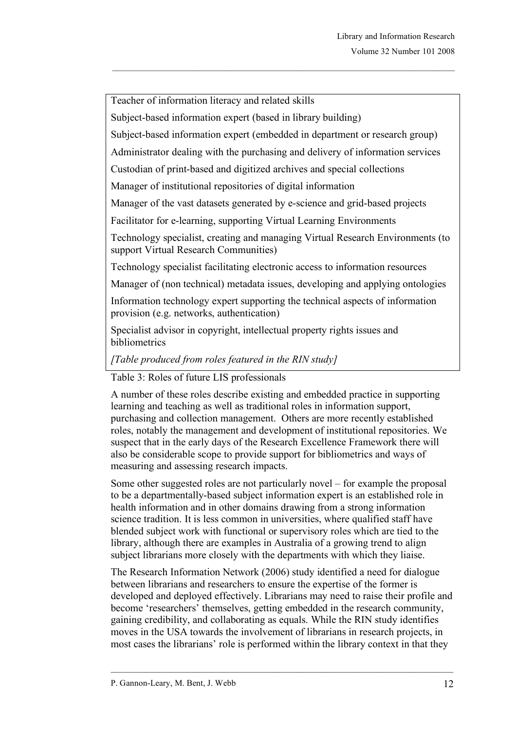| Roles of future LIS professionals |
| --- |
| Teacher of information literacy and related skills |
| Subject-based information expert (based in library building) |
| Subject-based information expert (embedded in department or research group) |
| Administrator dealing with the purchasing and delivery of information services |
| Custodian of print-based and digitized archives and special collections |
| Manager of institutional repositories of digital information |
| Manager of the vast datasets generated by e-science and grid-based projects |
| Facilitator for e-learning, supporting Virtual Learning Environments |
| Technology specialist, creating and managing Virtual Research Environments (to support Virtual Research Communities) |
| Technology specialist facilitating electronic access to information resources |
| Manager of (non technical) metadata issues, developing and applying ontologies |
| Information technology expert supporting the technical aspects of information provision (e.g. networks, authentication) |
| Specialist advisor in copyright, intellectual property rights issues and bibliometrics |
| *[Table produced from roles featured in the RIN study]* |

Table 3: Roles of future LIS professionals

A number of these roles describe existing and embedded practice in supporting learning and teaching as well as traditional roles in information support, purchasing and collection management. Others are more recently established roles, notably the management and development of institutional repositories. We suspect that in the early days of the Research Excellence Framework there will also be considerable scope to provide support for bibliometrics and ways of measuring and assessing research impacts.

Some other suggested roles are not particularly novel – for example the proposal to be a departmentally-based subject information expert is an established role in health information and in other domains drawing from a strong information science tradition. It is less common in universities, where qualified staff have blended subject work with functional or supervisory roles which are tied to the library, although there are examples in Australia of a growing trend to align subject librarians more closely with the departments with which they liaise.

The Research Information Network (2006) study identified a need for dialogue between librarians and researchers to ensure the expertise of the former is developed and deployed effectively. Librarians may need to raise their profile and become 'researchers' themselves, getting embedded in the research community, gaining credibility, and collaborating as equals. While the RIN study identifies moves in the USA towards the involvement of librarians in research projects, in most cases the librarians' role is performed within the library context in that they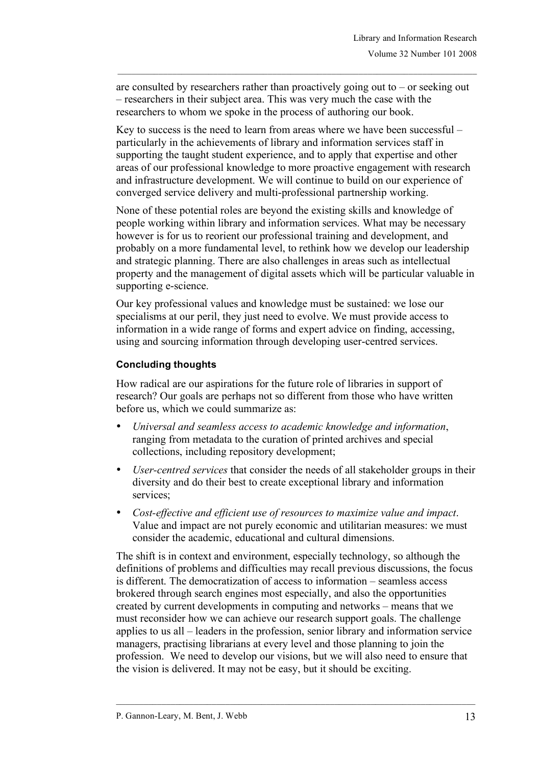are consulted by researchers rather than proactively going out to – or seeking out – researchers in their subject area. This was very much the case with the researchers to whom we spoke in the process of authoring our book.

Key to success is the need to learn from areas where we have been successful – particularly in the achievements of library and information services staff in supporting the taught student experience, and to apply that expertise and other areas of our professional knowledge to more proactive engagement with research and infrastructure development. We will continue to build on our experience of converged service delivery and multi-professional partnership working.

None of these potential roles are beyond the existing skills and knowledge of people working within library and information services. What may be necessary however is for us to reorient our professional training and development, and probably on a more fundamental level, to rethink how we develop our leadership and strategic planning. There are also challenges in areas such as intellectual property and the management of digital assets which will be particular valuable in supporting e-science.

Our key professional values and knowledge must be sustained: we lose our specialisms at our peril, they just need to evolve. We must provide access to information in a wide range of forms and expert advice on finding, accessing, using and sourcing information through developing user-centred services.

### Concluding thoughts

How radical are our aspirations for the future role of libraries in support of research? Our goals are perhaps not so different from those who have written before us, which we could summarize as:

- *Universal and seamless access to academic knowledge and information*, ranging from metadata to the curation of printed archives and special collections, including repository development;
- *User-centred services* that consider the needs of all stakeholder groups in their diversity and do their best to create exceptional library and information services;
- *Cost-effective and efficient use of resources to maximize value and impact*. Value and impact are not purely economic and utilitarian measures: we must consider the academic, educational and cultural dimensions.

The shift is in context and environment, especially technology, so although the definitions of problems and difficulties may recall previous discussions, the focus is different. The democratization of access to information – seamless access brokered through search engines most especially, and also the opportunities created by current developments in computing and networks – means that we must reconsider how we can achieve our research support goals. The challenge applies to us all – leaders in the profession, senior library and information service managers, practising librarians at every level and those planning to join the profession. We need to develop our visions, but we will also need to ensure that the vision is delivered. It may not be easy, but it should be exciting.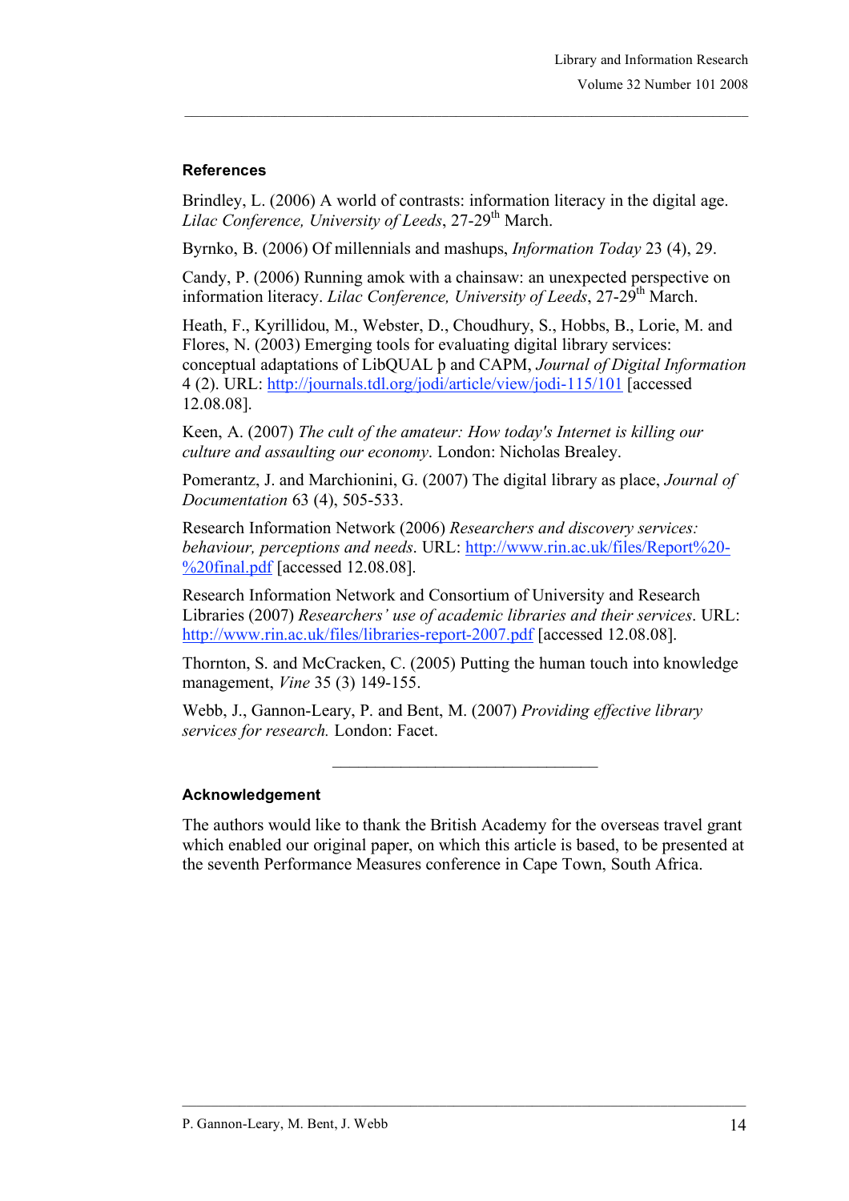#### References

Brindley, L. (2006) A world of contrasts: information literacy in the digital age. *Lilac Conference, University of Leeds*, 27-29th March.

Byrnko, B. (2006) Of millennials and mashups, *Information Today* 23 (4), 29.

Candy, P. (2006) Running amok with a chainsaw: an unexpected perspective on information literacy. *Lilac Conference, University of Leeds*, 27-29th March.

Heath, F., Kyrillidou, M., Webster, D., Choudhury, S., Hobbs, B., Lorie, M. and Flores, N. (2003) Emerging tools for evaluating digital library services: conceptual adaptations of LibQUAL þ and CAPM, *Journal of Digital Information* 4 (2). URL: http://journals.tdl.org/jodi/article/view/jodi-115/101 [accessed 12.08.08].

Keen, A. (2007) *The cult of the amateur: How today's Internet is killing our culture and assaulting our economy*. London: Nicholas Brealey.

Pomerantz, J. and Marchionini, G. (2007) The digital library as place, *Journal of Documentation* 63 (4), 505-533.

Research Information Network (2006) *Researchers and discovery services: behaviour, perceptions and needs*. URL: http://www.rin.ac.uk/files/Report%20-%20final.pdf [accessed 12.08.08].

Research Information Network and Consortium of University and Research Libraries (2007) *Researchers' use of academic libraries and their services*. URL: http://www.rin.ac.uk/files/libraries-report-2007.pdf [accessed 12.08.08].

Thornton, S. and McCracken, C. (2005) Putting the human touch into knowledge management, *Vine* 35 (3) 149-155.

Webb, J., Gannon-Leary, P. and Bent, M. (2007) *Providing effective library services for research.* London: Facet.

---

#### Acknowledgement

The authors would like to thank the British Academy for the overseas travel grant which enabled our original paper, on which this article is based, to be presented at the seventh Performance Measures conference in Cape Town, South Africa.